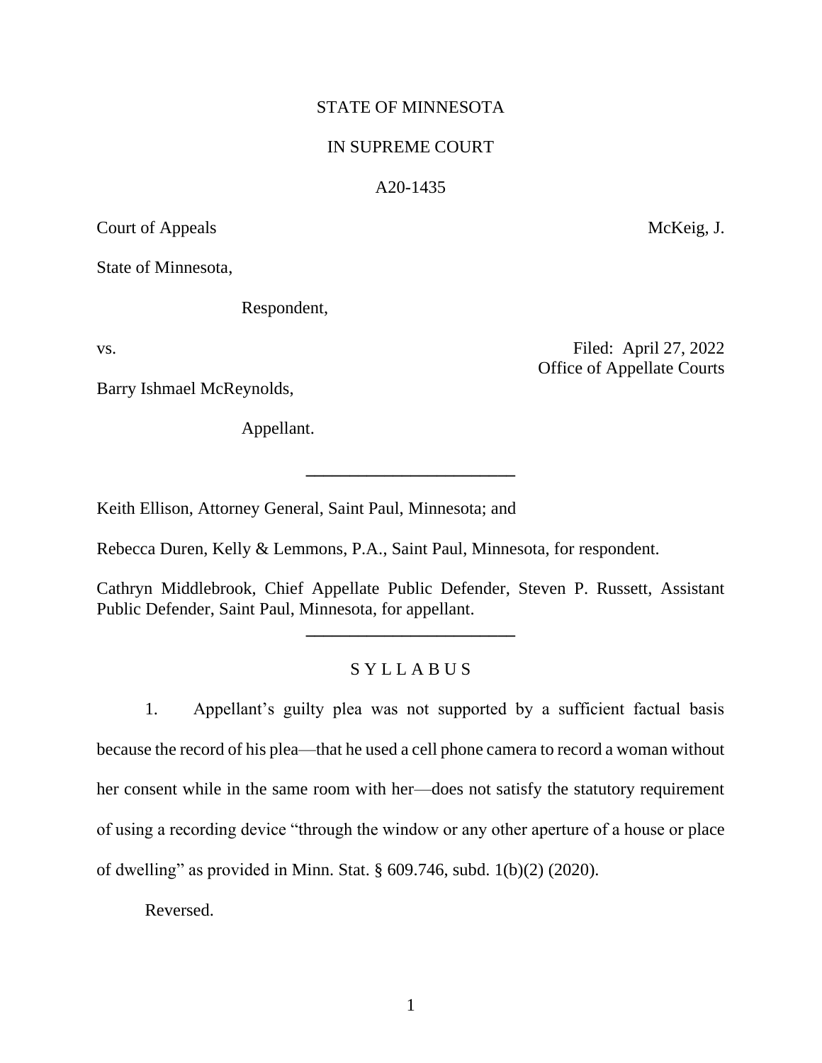STATE OF MINNESOTA

IN SUPREME COURT

A20-1435

Court of Appeals McKeig, J.

State of Minnesota,

Respondent,

vs. Filed: April 27, 2022
Office of Appellate Courts

Barry Ishmael McReynolds,

Appellant.

---

Keith Ellison, Attorney General, Saint Paul, Minnesota; and

Rebecca Duren, Kelly & Lemmons, P.A., Saint Paul, Minnesota, for respondent.

Cathryn Middlebrook, Chief Appellate Public Defender, Steven P. Russett, Assistant Public Defender, Saint Paul, Minnesota, for appellant.

---

## S Y L L A B U S

1. Appellant's guilty plea was not supported by a sufficient factual basis because the record of his plea—that he used a cell phone camera to record a woman without her consent while in the same room with her—does not satisfy the statutory requirement of using a recording device "through the window or any other aperture of a house or place of dwelling" as provided in Minn. Stat. § 609.746, subd. 1(b)(2) (2020).

Reversed.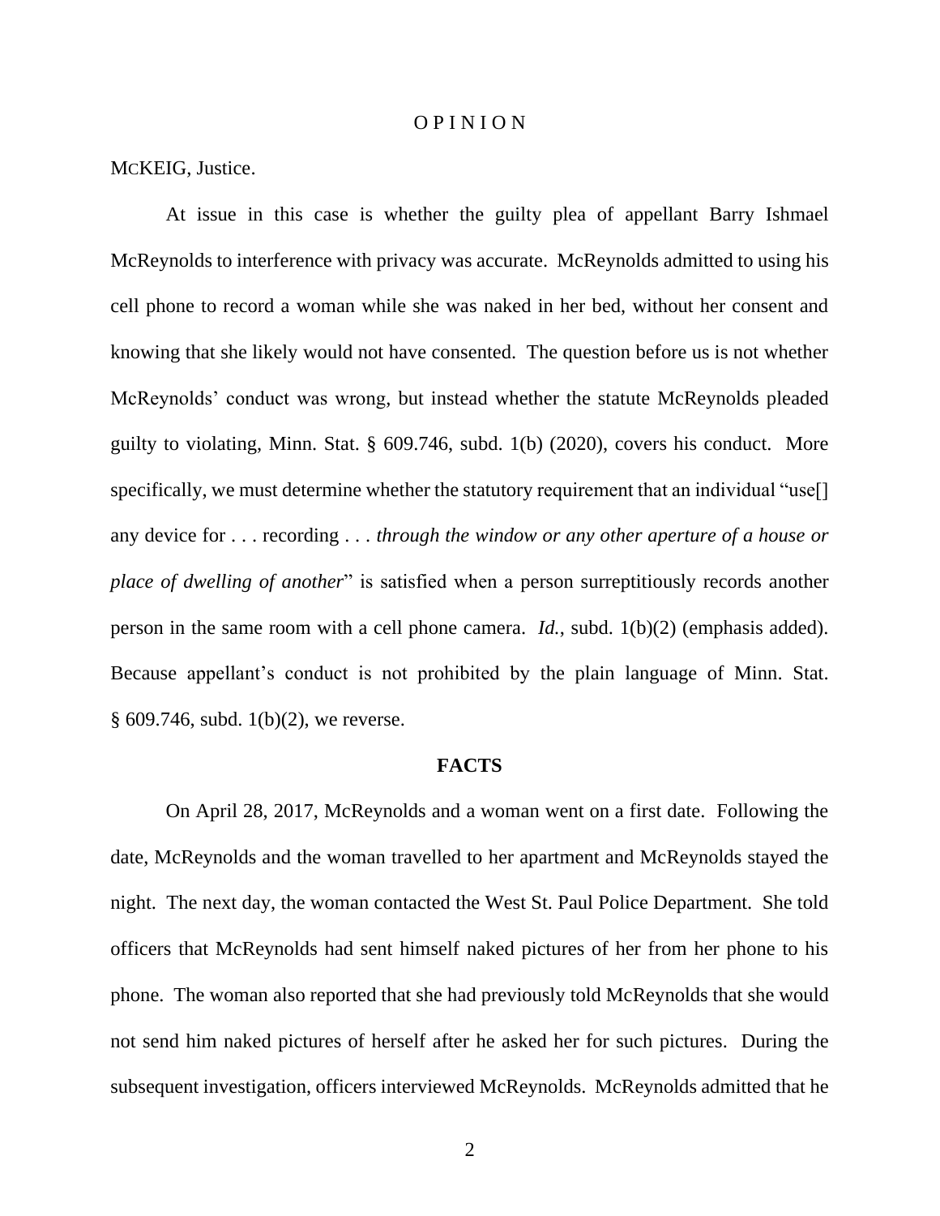# O P I N I O N

MCKEIG, Justice.

At issue in this case is whether the guilty plea of appellant Barry Ishmael McReynolds to interference with privacy was accurate. McReynolds admitted to using his cell phone to record a woman while she was naked in her bed, without her consent and knowing that she likely would not have consented. The question before us is not whether McReynolds' conduct was wrong, but instead whether the statute McReynolds pleaded guilty to violating, Minn. Stat. § 609.746, subd. 1(b) (2020), covers his conduct. More specifically, we must determine whether the statutory requirement that an individual "use[] any device for . . . recording . . . *through the window or any other aperture of a house or place of dwelling of another*" is satisfied when a person surreptitiously records another person in the same room with a cell phone camera. *Id.*, subd. 1(b)(2) (emphasis added). Because appellant's conduct is not prohibited by the plain language of Minn. Stat. § 609.746, subd. 1(b)(2), we reverse.

## FACTS

On April 28, 2017, McReynolds and a woman went on a first date. Following the date, McReynolds and the woman travelled to her apartment and McReynolds stayed the night. The next day, the woman contacted the West St. Paul Police Department. She told officers that McReynolds had sent himself naked pictures of her from her phone to his phone. The woman also reported that she had previously told McReynolds that she would not send him naked pictures of herself after he asked her for such pictures. During the subsequent investigation, officers interviewed McReynolds. McReynolds admitted that he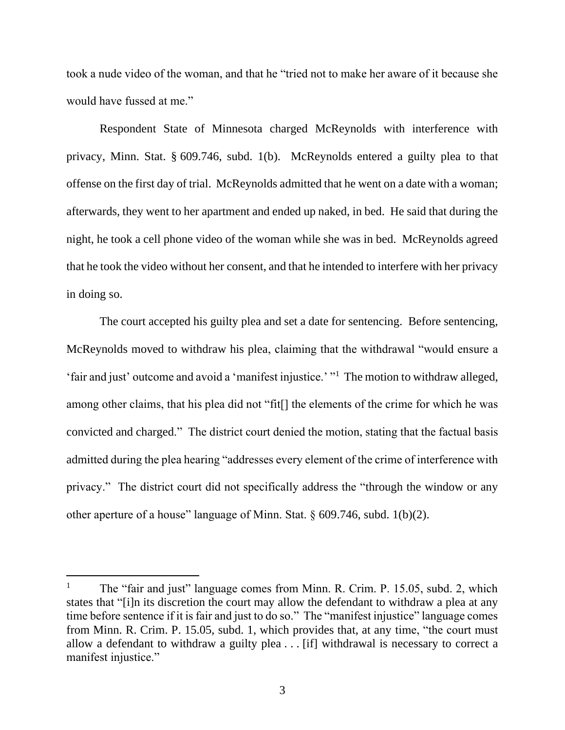took a nude video of the woman, and that he "tried not to make her aware of it because she would have fussed at me."

Respondent State of Minnesota charged McReynolds with interference with privacy, Minn. Stat. § 609.746, subd. 1(b). McReynolds entered a guilty plea to that offense on the first day of trial. McReynolds admitted that he went on a date with a woman; afterwards, they went to her apartment and ended up naked, in bed. He said that during the night, he took a cell phone video of the woman while she was in bed. McReynolds agreed that he took the video without her consent, and that he intended to interfere with her privacy in doing so.

The court accepted his guilty plea and set a date for sentencing. Before sentencing, McReynolds moved to withdraw his plea, claiming that the withdrawal "would ensure a 'fair and just' outcome and avoid a 'manifest injustice.' "[1] The motion to withdraw alleged, among other claims, that his plea did not "fit[] the elements of the crime for which he was convicted and charged." The district court denied the motion, stating that the factual basis admitted during the plea hearing "addresses every element of the crime of interference with privacy." The district court did not specifically address the "through the window or any other aperture of a house" language of Minn. Stat. § 609.746, subd. 1(b)(2).

---

[1] The "fair and just" language comes from Minn. R. Crim. P. 15.05, subd. 2, which states that "[i]n its discretion the court may allow the defendant to withdraw a plea at any time before sentence if it is fair and just to do so." The "manifest injustice" language comes from Minn. R. Crim. P. 15.05, subd. 1, which provides that, at any time, "the court must allow a defendant to withdraw a guilty plea . . . [if] withdrawal is necessary to correct a manifest injustice."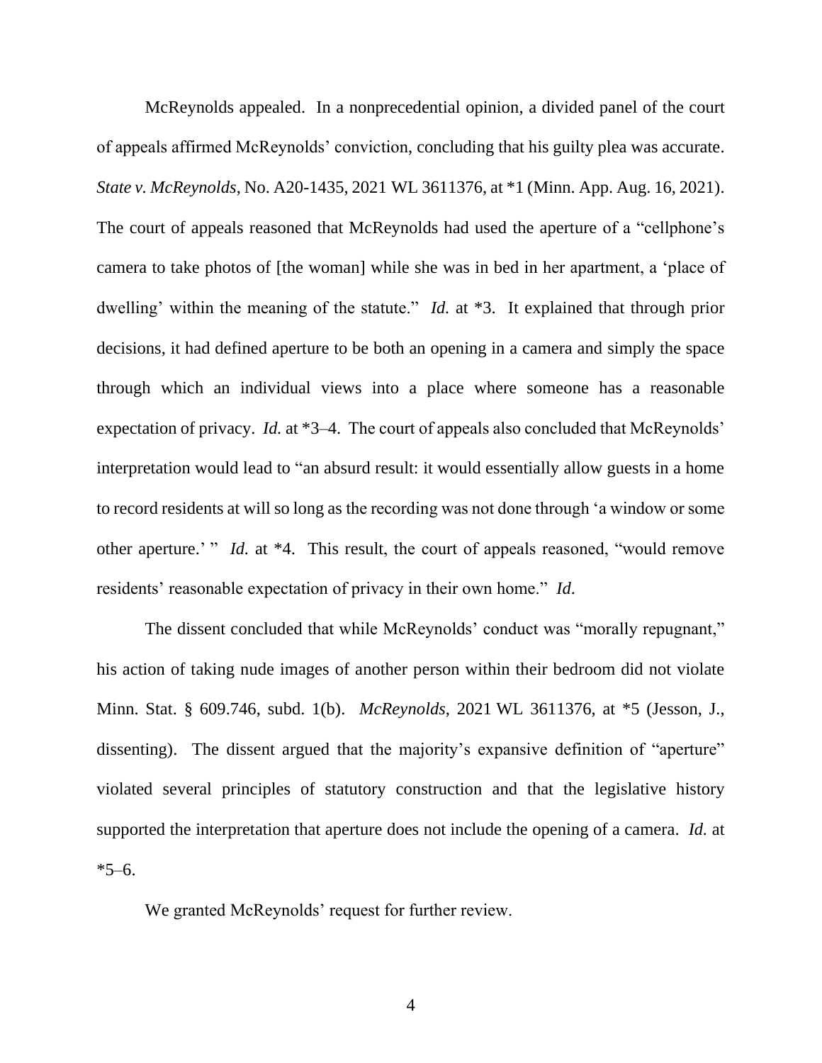McReynolds appealed. In a nonprecedential opinion, a divided panel of the court of appeals affirmed McReynolds' conviction, concluding that his guilty plea was accurate. *State v. McReynolds*, No. A20-1435, 2021 WL 3611376, at *1 (Minn. App. Aug. 16, 2021). The court of appeals reasoned that McReynolds had used the aperture of a "cellphone's camera to take photos of [the woman] while she was in bed in her apartment, a 'place of dwelling' within the meaning of the statute." *Id.* at *3. It explained that through prior decisions, it had defined aperture to be both an opening in a camera and simply the space through which an individual views into a place where someone has a reasonable expectation of privacy. *Id.* at *3–4. The court of appeals also concluded that McReynolds' interpretation would lead to "an absurd result: it would essentially allow guests in a home to record residents at will so long as the recording was not done through 'a window or some other aperture.' " *Id.* at *4. This result, the court of appeals reasoned, "would remove residents' reasonable expectation of privacy in their own home." *Id.*

The dissent concluded that while McReynolds' conduct was "morally repugnant," his action of taking nude images of another person within their bedroom did not violate Minn. Stat. § 609.746, subd. 1(b). *McReynolds*, 2021 WL 3611376, at *5 (Jesson, J., dissenting). The dissent argued that the majority's expansive definition of "aperture" violated several principles of statutory construction and that the legislative history supported the interpretation that aperture does not include the opening of a camera. *Id.* at *5–6.

We granted McReynolds' request for further review.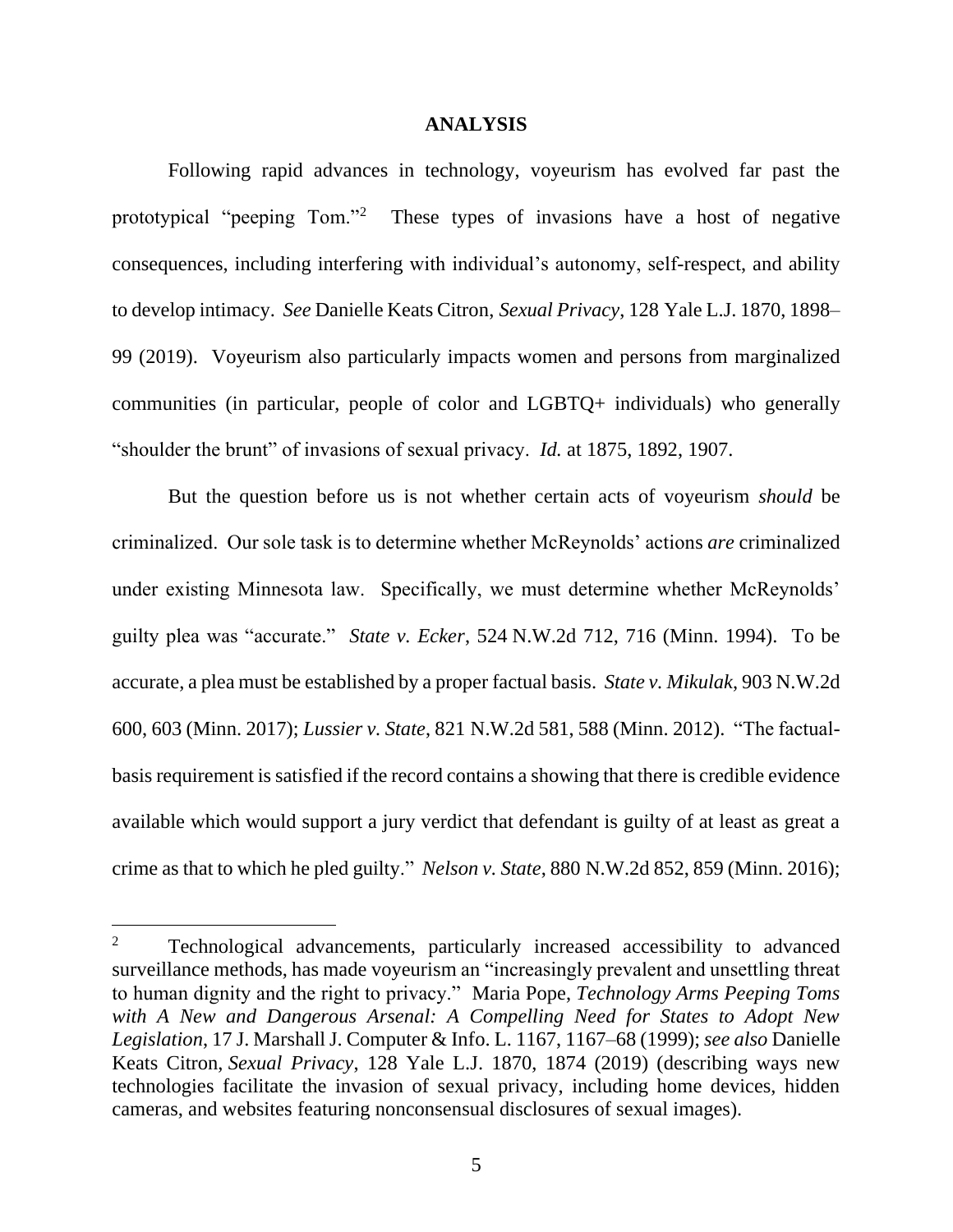## ANALYSIS

Following rapid advances in technology, voyeurism has evolved far past the prototypical "peeping Tom."[2] These types of invasions have a host of negative consequences, including interfering with individual's autonomy, self-respect, and ability to develop intimacy. *See* Danielle Keats Citron, *Sexual Privacy*, 128 Yale L.J. 1870, 1898–99 (2019). Voyeurism also particularly impacts women and persons from marginalized communities (in particular, people of color and LGBTQ+ individuals) who generally "shoulder the brunt" of invasions of sexual privacy. *Id.* at 1875, 1892, 1907.

But the question before us is not whether certain acts of voyeurism *should* be criminalized. Our sole task is to determine whether McReynolds' actions *are* criminalized under existing Minnesota law. Specifically, we must determine whether McReynolds' guilty plea was "accurate." *State v. Ecker*, 524 N.W.2d 712, 716 (Minn. 1994). To be accurate, a plea must be established by a proper factual basis. *State v. Mikulak*, 903 N.W.2d 600, 603 (Minn. 2017); *Lussier v. State*, 821 N.W.2d 581, 588 (Minn. 2012). "The factual-basis requirement is satisfied if the record contains a showing that there is credible evidence available which would support a jury verdict that defendant is guilty of at least as great a crime as that to which he pled guilty." *Nelson v. State*, 880 N.W.2d 852, 859 (Minn. 2016);

---

[2] Technological advancements, particularly increased accessibility to advanced surveillance methods, has made voyeurism an "increasingly prevalent and unsettling threat to human dignity and the right to privacy." Maria Pope, *Technology Arms Peeping Toms with A New and Dangerous Arsenal: A Compelling Need for States to Adopt New Legislation*, 17 J. Marshall J. Computer & Info. L. 1167, 1167–68 (1999); *see also* Danielle Keats Citron, *Sexual Privacy*, 128 Yale L.J. 1870, 1874 (2019) (describing ways new technologies facilitate the invasion of sexual privacy, including home devices, hidden cameras, and websites featuring nonconsensual disclosures of sexual images).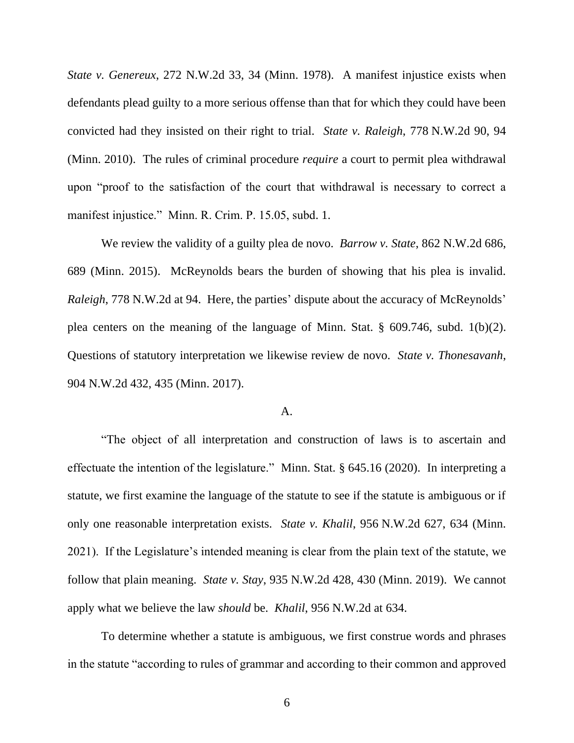*State v. Genereux*, 272 N.W.2d 33, 34 (Minn. 1978). A manifest injustice exists when defendants plead guilty to a more serious offense than that for which they could have been convicted had they insisted on their right to trial. *State v. Raleigh*, 778 N.W.2d 90, 94 (Minn. 2010). The rules of criminal procedure *require* a court to permit plea withdrawal upon "proof to the satisfaction of the court that withdrawal is necessary to correct a manifest injustice." Minn. R. Crim. P. 15.05, subd. 1.

We review the validity of a guilty plea de novo. *Barrow v. State*, 862 N.W.2d 686, 689 (Minn. 2015). McReynolds bears the burden of showing that his plea is invalid. *Raleigh*, 778 N.W.2d at 94. Here, the parties' dispute about the accuracy of McReynolds' plea centers on the meaning of the language of Minn. Stat. § 609.746, subd. 1(b)(2). Questions of statutory interpretation we likewise review de novo. *State v. Thonesavanh*, 904 N.W.2d 432, 435 (Minn. 2017).

A.

"The object of all interpretation and construction of laws is to ascertain and effectuate the intention of the legislature." Minn. Stat. § 645.16 (2020). In interpreting a statute, we first examine the language of the statute to see if the statute is ambiguous or if only one reasonable interpretation exists. *State v. Khalil*, 956 N.W.2d 627, 634 (Minn. 2021). If the Legislature's intended meaning is clear from the plain text of the statute, we follow that plain meaning. *State v. Stay*, 935 N.W.2d 428, 430 (Minn. 2019). We cannot apply what we believe the law *should* be. *Khalil*, 956 N.W.2d at 634.

To determine whether a statute is ambiguous, we first construe words and phrases in the statute "according to rules of grammar and according to their common and approved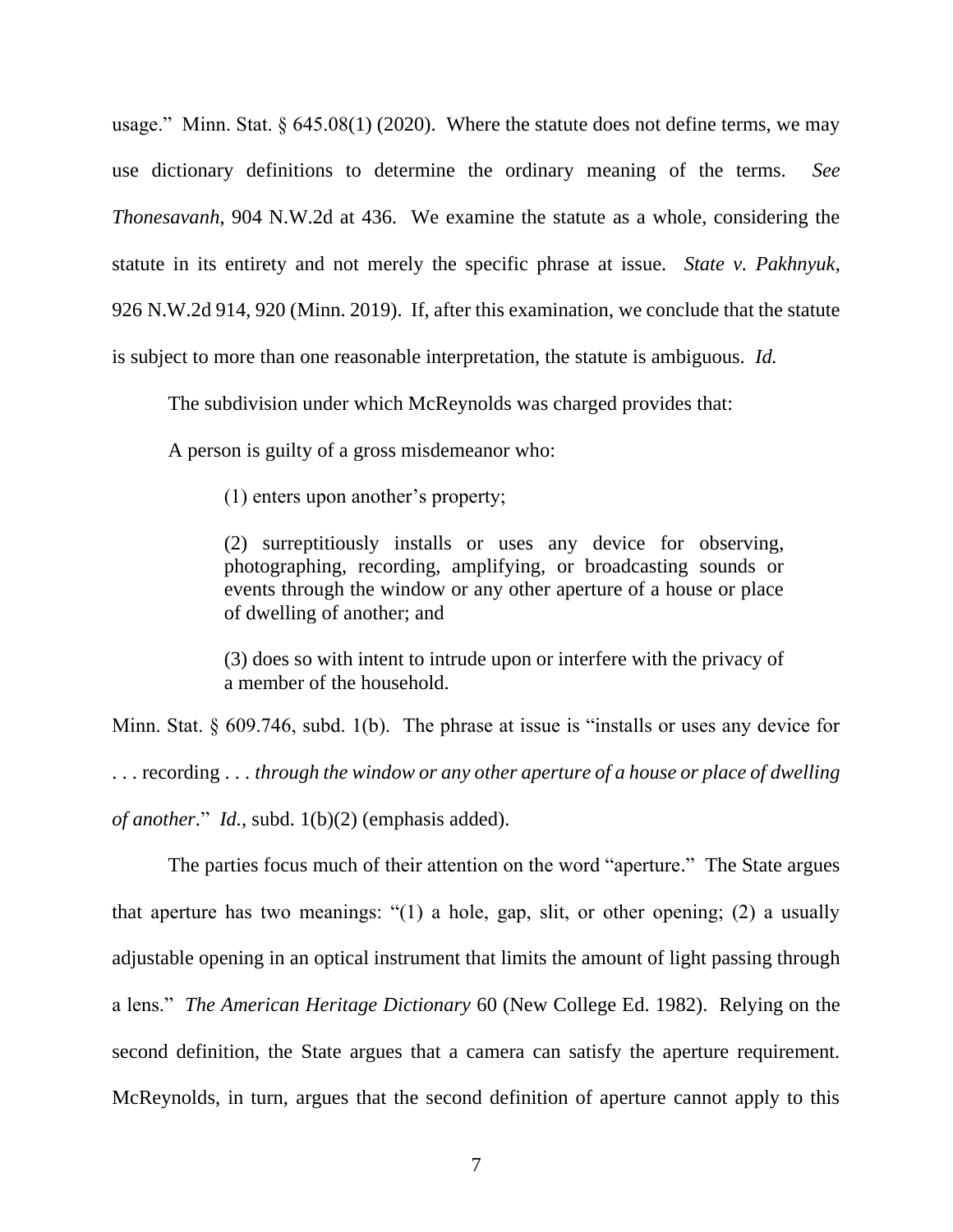usage." Minn. Stat. § 645.08(1) (2020). Where the statute does not define terms, we may use dictionary definitions to determine the ordinary meaning of the terms. *See Thonesavanh*, 904 N.W.2d at 436. We examine the statute as a whole, considering the statute in its entirety and not merely the specific phrase at issue. *State v. Pakhnyuk*, 926 N.W.2d 914, 920 (Minn. 2019). If, after this examination, we conclude that the statute is subject to more than one reasonable interpretation, the statute is ambiguous. *Id.*

The subdivision under which McReynolds was charged provides that:

> A person is guilty of a gross misdemeanor who:
>
> (1) enters upon another's property;
>
> (2) surreptitiously installs or uses any device for observing, photographing, recording, amplifying, or broadcasting sounds or events through the window or any other aperture of a house or place of dwelling of another; and
>
> (3) does so with intent to intrude upon or interfere with the privacy of a member of the household.

Minn. Stat. § 609.746, subd. 1(b). The phrase at issue is "installs or uses any device for . . . recording . . . *through the window or any other aperture of a house or place of dwelling of another*." *Id.*, subd. 1(b)(2) (emphasis added).

The parties focus much of their attention on the word "aperture." The State argues that aperture has two meanings: "(1) a hole, gap, slit, or other opening; (2) a usually adjustable opening in an optical instrument that limits the amount of light passing through a lens." *The American Heritage Dictionary* 60 (New College Ed. 1982). Relying on the second definition, the State argues that a camera can satisfy the aperture requirement. McReynolds, in turn, argues that the second definition of aperture cannot apply to this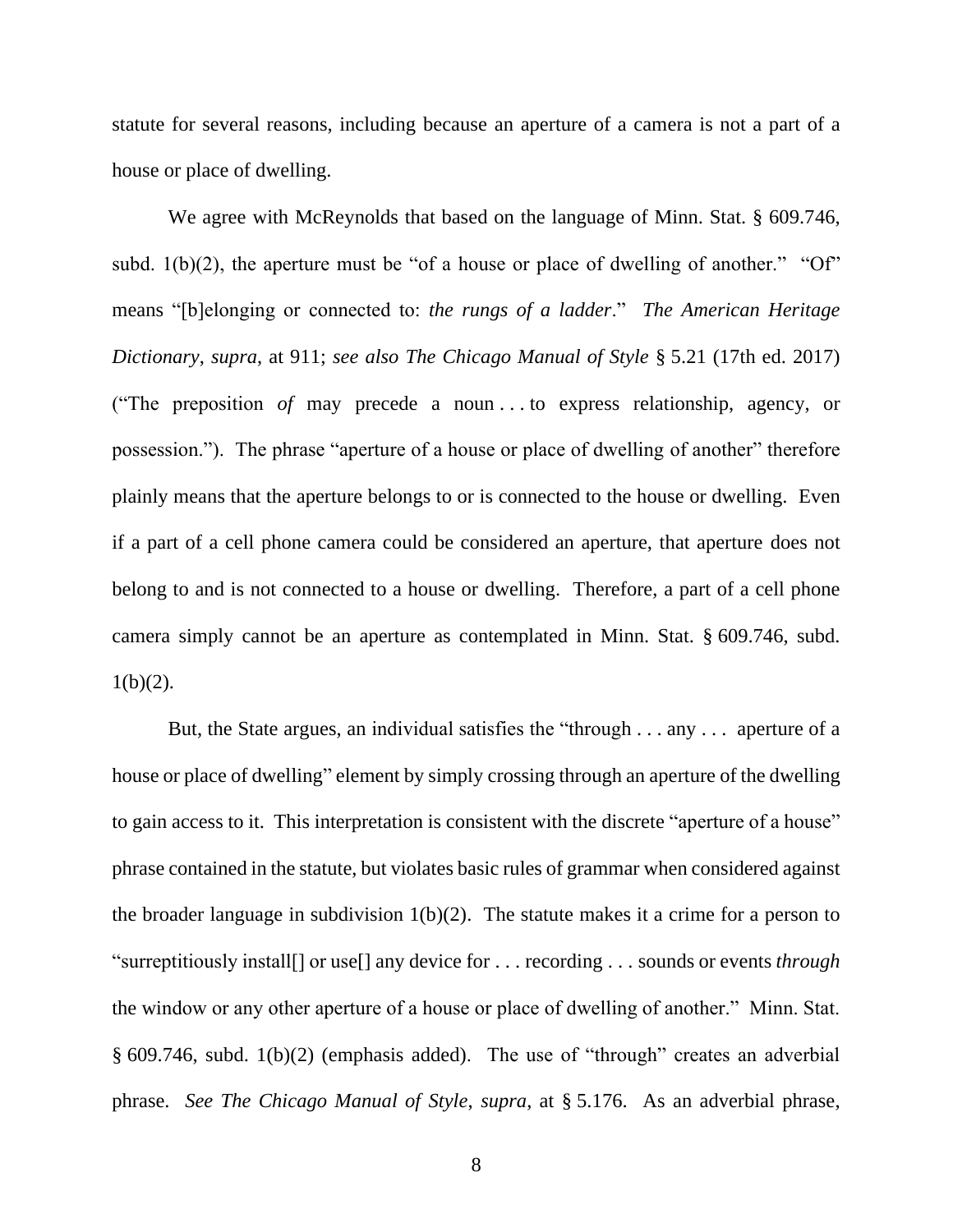statute for several reasons, including because an aperture of a camera is not a part of a house or place of dwelling.

We agree with McReynolds that based on the language of Minn. Stat. § 609.746, subd. 1(b)(2), the aperture must be "of a house or place of dwelling of another." "Of" means "[b]elonging or connected to: *the rungs of a ladder*." *The American Heritage Dictionary*, *supra*, at 911; *see also The Chicago Manual of Style* § 5.21 (17th ed. 2017) ("The preposition *of* may precede a noun . . . to express relationship, agency, or possession."). The phrase "aperture of a house or place of dwelling of another" therefore plainly means that the aperture belongs to or is connected to the house or dwelling. Even if a part of a cell phone camera could be considered an aperture, that aperture does not belong to and is not connected to a house or dwelling. Therefore, a part of a cell phone camera simply cannot be an aperture as contemplated in Minn. Stat. § 609.746, subd. 1(b)(2).

But, the State argues, an individual satisfies the "through . . . any . . . aperture of a house or place of dwelling" element by simply crossing through an aperture of the dwelling to gain access to it. This interpretation is consistent with the discrete "aperture of a house" phrase contained in the statute, but violates basic rules of grammar when considered against the broader language in subdivision 1(b)(2). The statute makes it a crime for a person to "surreptitiously install[] or use[] any device for . . . recording . . . sounds or events *through* the window or any other aperture of a house or place of dwelling of another." Minn. Stat. § 609.746, subd. 1(b)(2) (emphasis added). The use of "through" creates an adverbial phrase. *See The Chicago Manual of Style*, *supra*, at § 5.176. As an adverbial phrase,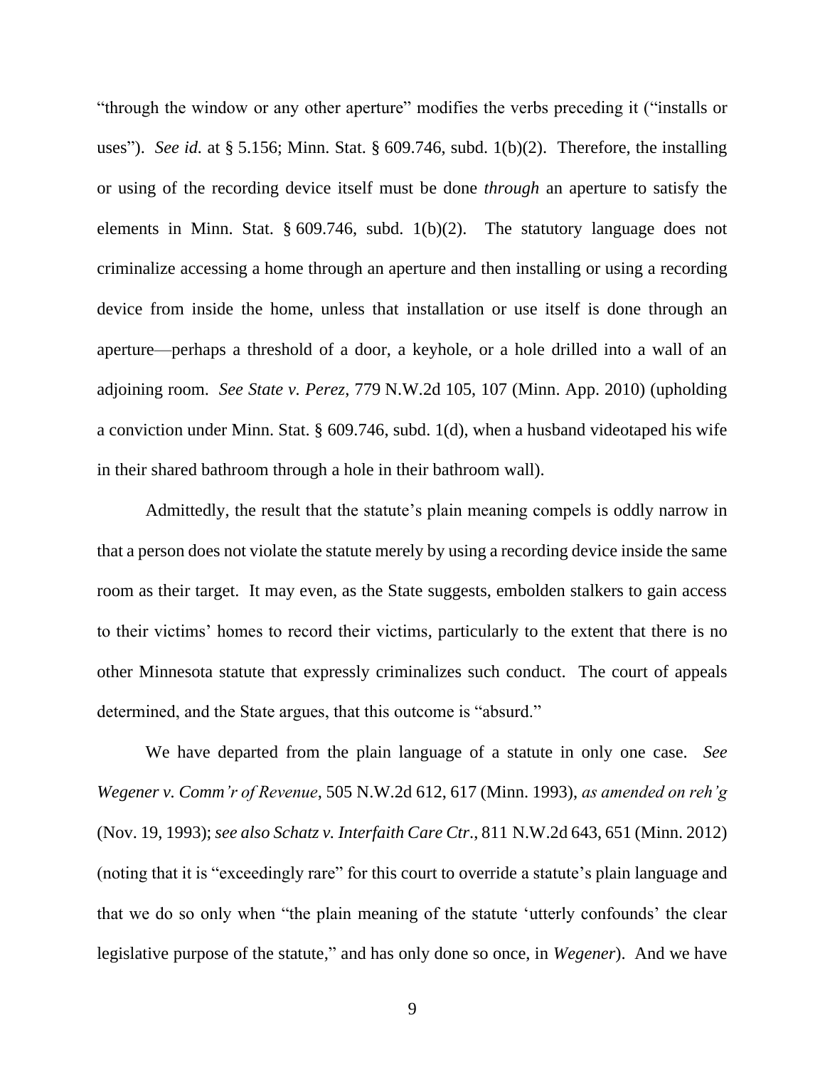"through the window or any other aperture" modifies the verbs preceding it ("installs or uses"). *See id.* at § 5.156; Minn. Stat. § 609.746, subd. 1(b)(2). Therefore, the installing or using of the recording device itself must be done *through* an aperture to satisfy the elements in Minn. Stat. § 609.746, subd. 1(b)(2). The statutory language does not criminalize accessing a home through an aperture and then installing or using a recording device from inside the home, unless that installation or use itself is done through an aperture—perhaps a threshold of a door, a keyhole, or a hole drilled into a wall of an adjoining room. *See State v. Perez*, 779 N.W.2d 105, 107 (Minn. App. 2010) (upholding a conviction under Minn. Stat. § 609.746, subd. 1(d), when a husband videotaped his wife in their shared bathroom through a hole in their bathroom wall).

Admittedly, the result that the statute's plain meaning compels is oddly narrow in that a person does not violate the statute merely by using a recording device inside the same room as their target. It may even, as the State suggests, embolden stalkers to gain access to their victims' homes to record their victims, particularly to the extent that there is no other Minnesota statute that expressly criminalizes such conduct. The court of appeals determined, and the State argues, that this outcome is "absurd."

We have departed from the plain language of a statute in only one case. *See Wegener v. Comm'r of Revenue*, 505 N.W.2d 612, 617 (Minn. 1993), *as amended on reh'g* (Nov. 19, 1993); *see also Schatz v. Interfaith Care Ctr.*, 811 N.W.2d 643, 651 (Minn. 2012) (noting that it is "exceedingly rare" for this court to override a statute's plain language and that we do so only when "the plain meaning of the statute 'utterly confounds' the clear legislative purpose of the statute," and has only done so once, in *Wegener*). And we have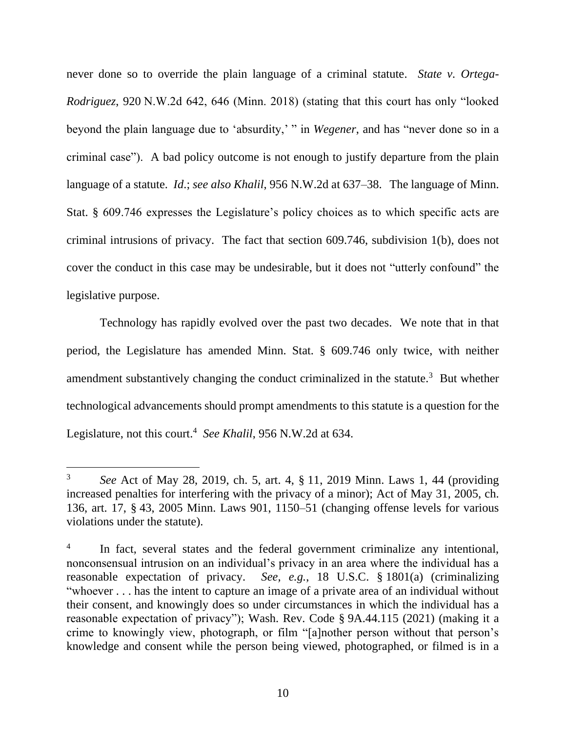never done so to override the plain language of a criminal statute. *State v. Ortega-Rodriguez*, 920 N.W.2d 642, 646 (Minn. 2018) (stating that this court has only "looked beyond the plain language due to 'absurdity,' " in *Wegener*, and has "never done so in a criminal case"). A bad policy outcome is not enough to justify departure from the plain language of a statute. *Id*.; *see also Khalil*, 956 N.W.2d at 637–38. The language of Minn. Stat. § 609.746 expresses the Legislature's policy choices as to which specific acts are criminal intrusions of privacy. The fact that section 609.746, subdivision 1(b), does not cover the conduct in this case may be undesirable, but it does not "utterly confound" the legislative purpose.

Technology has rapidly evolved over the past two decades. We note that in that period, the Legislature has amended Minn. Stat. § 609.746 only twice, with neither amendment substantively changing the conduct criminalized in the statute.[3] But whether technological advancements should prompt amendments to this statute is a question for the Legislature, not this court.[4] *See Khalil*, 956 N.W.2d at 634.

---

[3] *See* Act of May 28, 2019, ch. 5, art. 4, § 11, 2019 Minn. Laws 1, 44 (providing increased penalties for interfering with the privacy of a minor); Act of May 31, 2005, ch. 136, art. 17, § 43, 2005 Minn. Laws 901, 1150–51 (changing offense levels for various violations under the statute).

[4] In fact, several states and the federal government criminalize any intentional, nonconsensual intrusion on an individual's privacy in an area where the individual has a reasonable expectation of privacy. *See, e.g.*, 18 U.S.C. § 1801(a) (criminalizing "whoever . . . has the intent to capture an image of a private area of an individual without their consent, and knowingly does so under circumstances in which the individual has a reasonable expectation of privacy"); Wash. Rev. Code § 9A.44.115 (2021) (making it a crime to knowingly view, photograph, or film "[a]nother person without that person's knowledge and consent while the person being viewed, photographed, or filmed is in a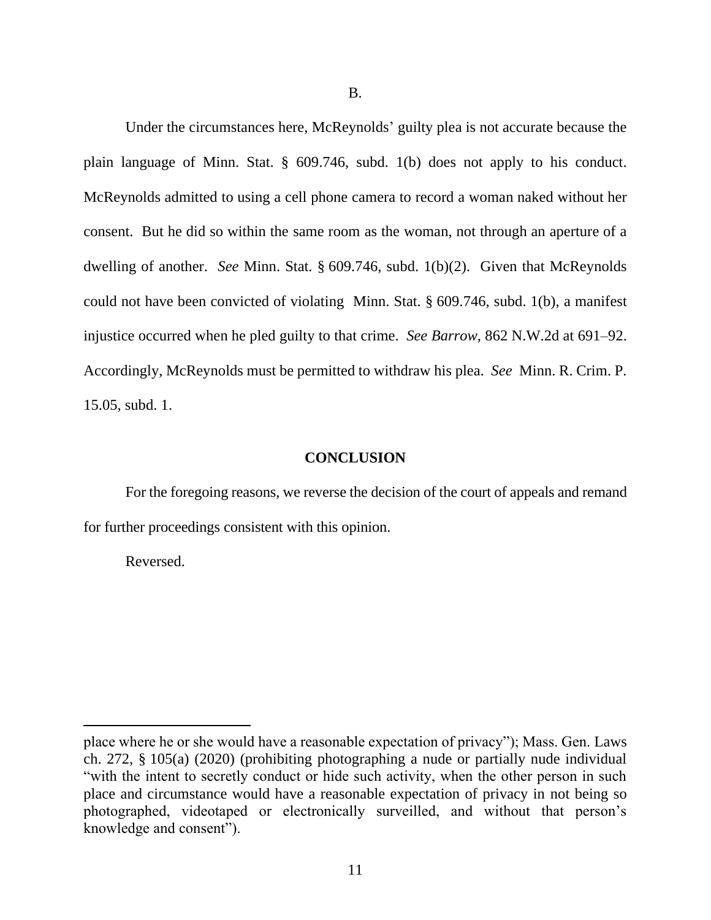B.

Under the circumstances here, McReynolds' guilty plea is not accurate because the plain language of Minn. Stat. § 609.746, subd. 1(b) does not apply to his conduct. McReynolds admitted to using a cell phone camera to record a woman naked without her consent. But he did so within the same room as the woman, not through an aperture of a dwelling of another. *See* Minn. Stat. § 609.746, subd. 1(b)(2). Given that McReynolds could not have been convicted of violating Minn. Stat. § 609.746, subd. 1(b), a manifest injustice occurred when he pled guilty to that crime. *See Barrow*, 862 N.W.2d at 691–92. Accordingly, McReynolds must be permitted to withdraw his plea. *See* Minn. R. Crim. P. 15.05, subd. 1.

**CONCLUSION**

For the foregoing reasons, we reverse the decision of the court of appeals and remand for further proceedings consistent with this opinion.

Reversed.

---

place where he or she would have a reasonable expectation of privacy"); Mass. Gen. Laws ch. 272, § 105(a) (2020) (prohibiting photographing a nude or partially nude individual "with the intent to secretly conduct or hide such activity, when the other person in such place and circumstance would have a reasonable expectation of privacy in not being so photographed, videotaped or electronically surveilled, and without that person's knowledge and consent").